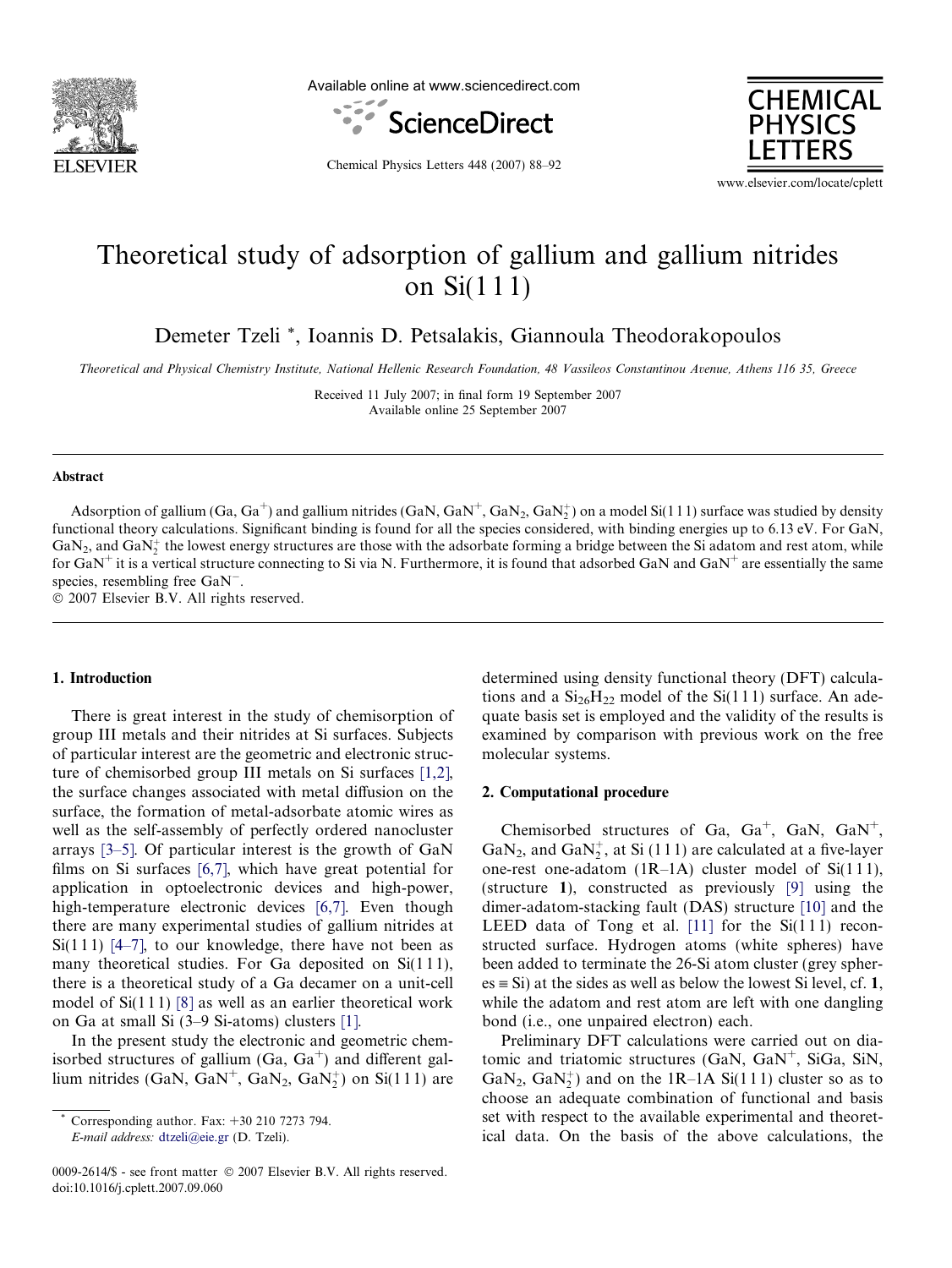# Theoretical study of adsorption of gallium and gallium nitrides on Si(1 1 1)

Demeter Tzeli *, Ioannis D. Petsalakis, Giannoula Theodorakopoulos

*Theoretical and Physical Chemistry Institute, National Hellenic Research Foundation, 48 Vassileos Constantinou Avenue, Athens 116 35, Greece*

Received 11 July 2007; in final form 19 September 2007
Available online 25 September 2007

## Abstract

Adsorption of gallium (Ga, $Ga^+$) and gallium nitrides (GaN, $GaN^+$, $GaN_2$, $GaN_2^+$) on a model Si(1 1 1) surface was studied by density functional theory calculations. Significant binding is found for all the species considered, with binding energies up to 6.13 eV. For GaN, $GaN_2$, and $GaN_2^+$ the lowest energy structures are those with the adsorbate forming a bridge between the Si adatom and rest atom, while for $GaN^+$ it is a vertical structure connecting to Si via N. Furthermore, it is found that adsorbed GaN and $GaN^+$ are essentially the same species, resembling free $GaN^-$.

© 2007 Elsevier B.V. All rights reserved.

## 1. Introduction

There is great interest in the study of chemisorption of group III metals and their nitrides at Si surfaces. Subjects of particular interest are the geometric and electronic structure of chemisorbed group III metals on Si surfaces [1,2], the surface changes associated with metal diffusion on the surface, the formation of metal-adsorbate atomic wires as well as the self-assembly of perfectly ordered nanocluster arrays [3–5]. Of particular interest is the growth of GaN films on Si surfaces [6,7], which have great potential for application in optoelectronic devices and high-power, high-temperature electronic devices [6,7]. Even though there are many experimental studies of gallium nitrides at Si(1 1 1) [4–7], to our knowledge, there have not been as many theoretical studies. For Ga deposited on Si(1 1 1), there is a theoretical study of a Ga decamer on a unit-cell model of Si(1 1 1) [8] as well as an earlier theoretical work on Ga at small Si (3–9 Si-atoms) clusters [1].

In the present study the electronic and geometric chemisorbed structures of gallium (Ga, $Ga^+$) and different gallium nitrides (GaN, $GaN^+$, $GaN_2$, $GaN_2^+$) on Si(1 1 1) are determined using density functional theory (DFT) calculations and a $Si_{26}H_{22}$ model of the Si(1 1 1) surface. An adequate basis set is employed and the validity of the results is examined by comparison with previous work on the free molecular systems.

## 2. Computational procedure

Chemisorbed structures of Ga, $Ga^+$, GaN, $GaN^+$, $GaN_2$, and $GaN_2^+$, at Si (1 1 1) are calculated at a five-layer one-rest one-adatom (1R–1A) cluster model of Si(1 1 1), (structure **1**), constructed as previously [9] using the dimer-adatom-stacking fault (DAS) structure [10] and the LEED data of Tong et al. [11] for the Si(1 1 1) reconstructed surface. Hydrogen atoms (white spheres) have been added to terminate the 26-Si atom cluster (grey spheres ≡ Si) at the sides as well as below the lowest Si level, cf. **1**, while the adatom and rest atom are left with one dangling bond (i.e., one unpaired electron) each.

Preliminary DFT calculations were carried out on diatomic and triatomic structures (GaN, $GaN^+$, SiGa, SiN, $GaN_2$, $GaN_2^+$) and on the 1R–1A Si(1 1 1) cluster so as to choose an adequate combination of functional and basis set with respect to the available experimental and theoretical data. On the basis of the above calculations, the

\* Corresponding author. Fax: +30 210 7273 794.
*E-mail address:* dtzeli@eie.gr (D. Tzeli).

0009-2614/$ - see front matter © 2007 Elsevier B.V. All rights reserved.
doi:10.1016/j.cplett.2007.09.060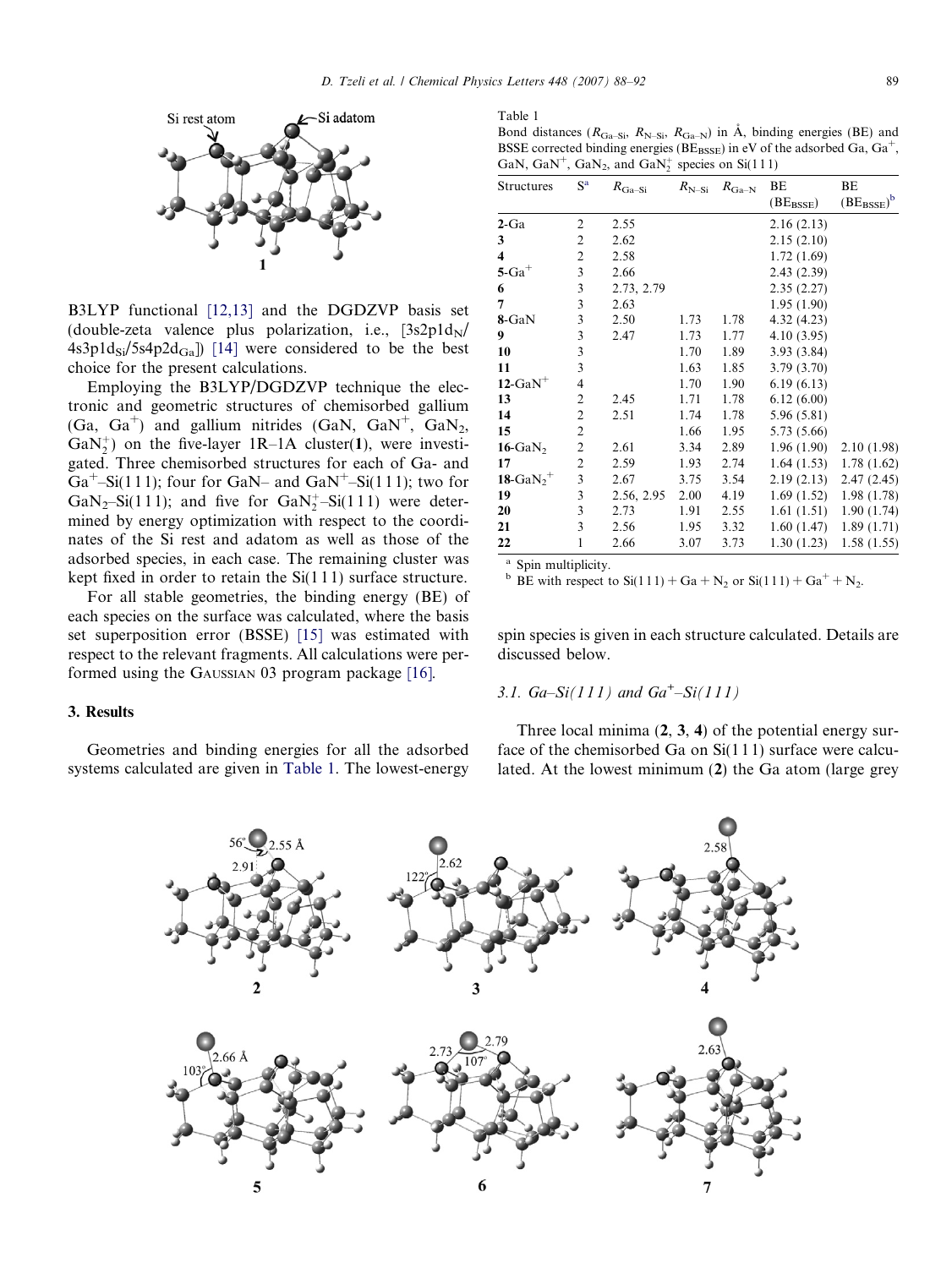B3LYP functional [12,13] and the DGDZVP basis set (double-zeta valence plus polarization, i.e., $[3s2p1d_N/4s3p1d_{Si}/5s4p2d_{Ga}]$) [14] were considered to be the best choice for the present calculations.

Employing the B3LYP/DGDZVP technique the electronic and geometric structures of chemisorbed gallium ($Ga$, $Ga^+$) and gallium nitrides ($GaN$, $GaN^+$, $GaN_2$, $GaN_2^+$) on the five-layer 1R–1A cluster(**1**), were investigated. Three chemisorbed structures for each of Ga- and $Ga^+$–Si(111); four for GaN– and $GaN^+$–Si(111); two for $GaN_2$–Si(111); and five for $GaN_2^+$–Si(111) were determined by energy optimization with respect to the coordinates of the Si rest and adatom as well as those of the adsorbed species, in each case. The remaining cluster was kept fixed in order to retain the Si(111) surface structure.

For all stable geometries, the binding energy (BE) of each species on the surface was calculated, where the basis set superposition error (BSSE) [15] was estimated with respect to the relevant fragments. All calculations were performed using the GAUSSIAN 03 program package [16].

## 3. Results

Geometries and binding energies for all the adsorbed systems calculated are given in Table 1. The lowest-energy spin species is given in each structure calculated. Details are discussed below.

Table 1
Bond distances ($R_{Ga–Si}$, $R_{N–Si}$, $R_{Ga–N}$) in Å, binding energies (BE) and BSSE corrected binding energies ($BE_{BSSE}$) in eV of the adsorbed Ga, $Ga^+$, GaN, $GaN^+$, $GaN_2$, and $GaN_2^+$ species on Si(111)

| Structures | S[a] | $R_{Ga–Si}$ | $R_{N–Si}$ | $R_{Ga–N}$ | BE ($BE_{BSSE}$) | BE ($BE_{BSSE}$)[b] |
|---|---|---|---|---|---|---|
| **2**-Ga | 2 | 2.55 | | | 2.16 (2.13) | |
| **3** | 2 | 2.62 | | | 2.15 (2.10) | |
| **4** | 2 | 2.58 | | | 1.72 (1.69) | |
| **5**-$Ga^+$ | 3 | 2.66 | | | 2.43 (2.39) | |
| **6** | 3 | 2.73, 2.79 | | | 2.35 (2.27) | |
| **7** | 3 | 2.63 | | | 1.95 (1.90) | |
| **8**-GaN | 3 | 2.50 | 1.73 | 1.78 | 4.32 (4.23) | |
| **9** | 3 | 2.47 | 1.73 | 1.77 | 4.10 (3.95) | |
| **10** | 3 | | 1.70 | 1.89 | 3.93 (3.84) | |
| **11** | 3 | | 1.63 | 1.85 | 3.79 (3.70) | |
| **12**-$GaN^+$ | 4 | | 1.70 | 1.90 | 6.19 (6.13) | |
| **13** | 2 | 2.45 | 1.71 | 1.78 | 6.12 (6.00) | |
| **14** | 2 | 2.51 | 1.74 | 1.78 | 5.96 (5.81) | |
| **15** | 2 | | 1.66 | 1.95 | 5.73 (5.66) | |
| **16**-$GaN_2$ | 2 | 2.61 | 3.34 | 2.89 | 1.96 (1.90) | 2.10 (1.98) |
| **17** | 2 | 2.59 | 1.93 | 2.74 | 1.64 (1.53) | 1.78 (1.62) |
| **18**-$GaN_2^+$ | 3 | 2.67 | 3.75 | 3.54 | 2.19 (2.13) | 2.47 (2.45) |
| **19** | 3 | 2.56, 2.95 | 2.00 | 4.19 | 1.69 (1.52) | 1.98 (1.78) |
| **20** | 3 | 2.73 | 1.91 | 2.55 | 1.61 (1.51) | 1.90 (1.74) |
| **21** | 3 | 2.56 | 1.95 | 3.32 | 1.60 (1.47) | 1.89 (1.71) |
| **22** | 1 | 2.66 | 3.07 | 3.73 | 1.30 (1.23) | 1.58 (1.55) |

[a] Spin multiplicity.
[b] BE with respect to Si(111) + Ga + $N_2$ or Si(111) + $Ga^+$ + $N_2$.

### 3.1. Ga–Si(111) and $Ga^+$–Si(111)

Three local minima (**2**, **3**, **4**) of the potential energy surface of the chemisorbed Ga on Si(111) surface were calculated. At the lowest minimum (**2**) the Ga atom (large grey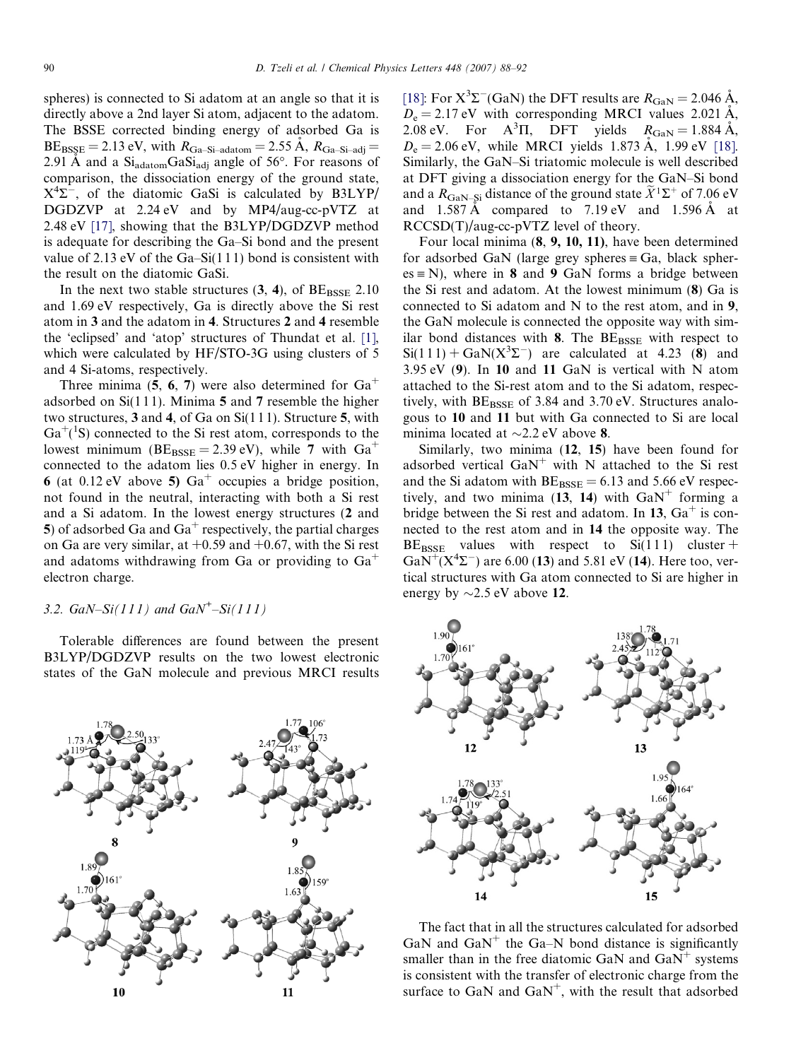spheres) is connected to Si adatom at an angle so that it is directly above a 2nd layer Si atom, adjacent to the adatom. The BSSE corrected binding energy of adsorbed Ga is $BE_{BSSE} = 2.13$ eV, with $R_{Ga–Si–adatom} = 2.55$ Å, $R_{Ga–Si–adj} = 2.91$ Å and a $Si_{adatom}GaSi_{adj}$ angle of 56°. For reasons of comparison, the dissociation energy of the ground state, $X^4\Sigma^-$, of the diatomic GaSi is calculated by B3LYP/DGDZVP at 2.24 eV and by MP4/aug-cc-pVTZ at 2.48 eV [17], showing that the B3LYP/DGDZVP method is adequate for describing the Ga–Si bond and the present value of 2.13 eV of the Ga–Si(1 1 1) bond is consistent with the result on the diatomic GaSi.

In the next two stable structures (**3**, **4**), of $BE_{BSSE}$ 2.10 and 1.69 eV respectively, Ga is directly above the Si rest atom in **3** and the adatom in **4**. Structures **2** and **4** resemble the 'eclipsed' and 'atop' structures of Thundat et al. [1], which were calculated by HF/STO-3G using clusters of 5 and 4 Si-atoms, respectively.

Three minima (**5**, **6**, **7**) were also determined for $Ga^+$ adsorbed on Si(1 1 1). Minima **5** and **7** resemble the higher two structures, **3** and **4**, of Ga on Si(1 1 1). Structure **5**, with $Ga^+(^1S)$ connected to the Si rest atom, corresponds to the lowest minimum ($BE_{BSSE} = 2.39$ eV), while **7** with $Ga^+$ connected to the adatom lies 0.5 eV higher in energy. In **6** (at 0.12 eV above **5**) $Ga^+$ occupies a bridge position, not found in the neutral, interacting with both a Si rest and a Si adatom. In the lowest energy structures (**2** and **5**) of adsorbed Ga and $Ga^+$ respectively, the partial charges on Ga are very similar, at +0.59 and +0.67, with the Si rest and adatoms withdrawing from Ga or providing to $Ga^+$ electron charge.

### 3.2. GaN–Si(1 1 1) and $GaN^+$–Si(1 1 1)

Tolerable differences are found between the present B3LYP/DGDZVP results on the two lowest electronic states of the GaN molecule and previous MRCI results [18]: For $X^3\Sigma^-$(GaN) the DFT results are $R_{GaN} = 2.046$ Å, $D_e = 2.17$ eV with corresponding MRCI values 2.021 Å, 2.08 eV. For $A^3\Pi$, DFT yields $R_{GaN} = 1.884$ Å, $D_e = 2.06$ eV, while MRCI yields 1.873 Å, 1.99 eV [18]. Similarly, the GaN–Si triatomic molecule is well described at DFT giving a dissociation energy for the GaN–Si bond and a $R_{GaN–Si}$ distance of the ground state $\tilde{X}^1\Sigma^+$ of 7.06 eV and 1.587 Å compared to 7.19 eV and 1.596 Å at RCCSD(T)/aug-cc-pVTZ level of theory.

Four local minima (**8**, **9**, **10**, **11**), have been determined for adsorbed GaN (large grey spheres ≡ Ga, black spheres ≡ N), where in **8** and **9** GaN forms a bridge between the Si rest and adatom. At the lowest minimum (**8**) Ga is connected to Si adatom and N to the rest atom, and in **9**, the GaN molecule is connected the opposite way with similar bond distances with **8**. The $BE_{BSSE}$ with respect to Si(1 1 1) + GaN($X^3\Sigma^-$) are calculated at 4.23 (**8**) and 3.95 eV (**9**). In **10** and **11** GaN is vertical with N atom attached to the Si-rest atom and to the Si adatom, respectively, with $BE_{BSSE}$ of 3.84 and 3.70 eV. Structures analogous to **10** and **11** but with Ga connected to Si are local minima located at ~2.2 eV above **8**.

Similarly, two minima (**12**, **15**) have been found for adsorbed vertical $GaN^+$ with N attached to the Si rest and the Si adatom with $BE_{BSSE} = 6.13$ and 5.66 eV respectively, and two minima (**13**, **14**) with $GaN^+$ forming a bridge between the Si rest and adatom. In **13**, $Ga^+$ is connected to the rest atom and in **14** the opposite way. The $BE_{BSSE}$ values with respect to Si(1 1 1) cluster + $GaN^+(X^4\Sigma^-)$ are 6.00 (**13**) and 5.81 eV (**14**). Here too, vertical structures with Ga atom connected to Si are higher in energy by ~2.5 eV above **12**.

The fact that in all the structures calculated for adsorbed GaN and $GaN^+$ the Ga–N bond distance is significantly smaller than in the free diatomic GaN and $GaN^+$ systems is consistent with the transfer of electronic charge from the surface to GaN and $GaN^+$, with the result that adsorbed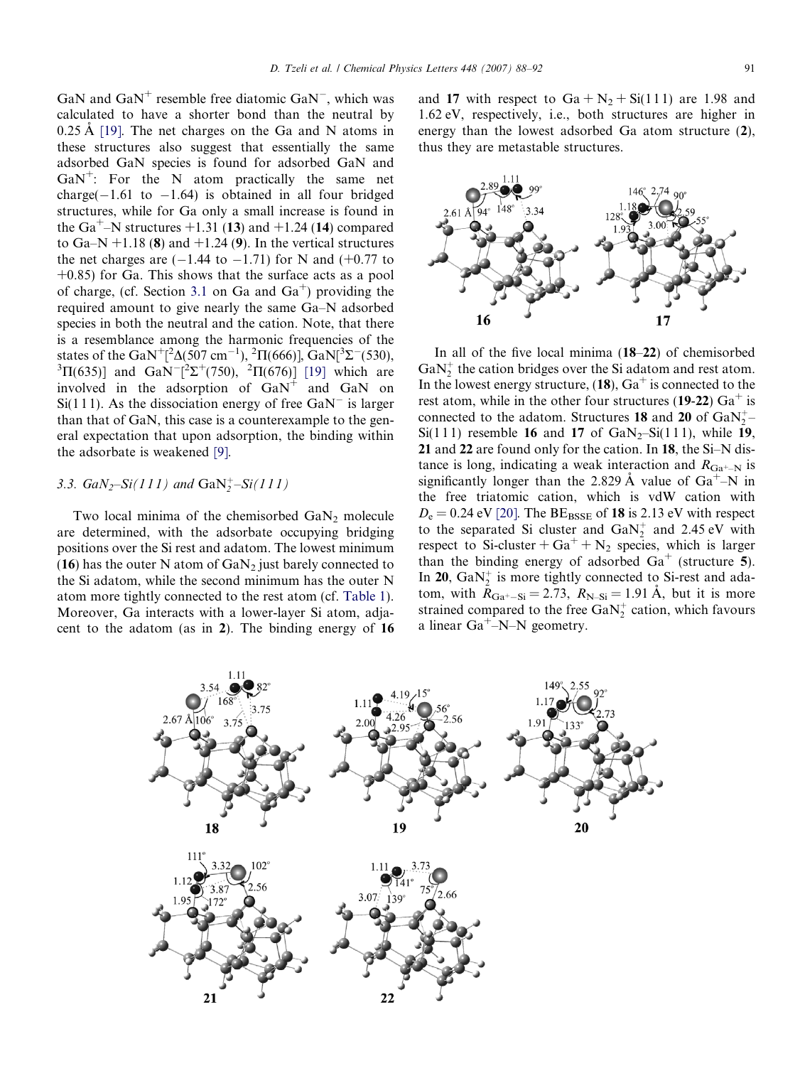GaN and $GaN^+$ resemble free diatomic $GaN^-$, which was calculated to have a shorter bond than the neutral by 0.25 Å [19]. The net charges on the Ga and N atoms in these structures also suggest that essentially the same adsorbed GaN species is found for adsorbed GaN and $GaN^+$: For the N atom practically the same net charge(−1.61 to −1.64) is obtained in all four bridged structures, while for Ga only a small increase is found in the $Ga^+$–N structures +1.31 (**13**) and +1.24 (**14**) compared to Ga–N +1.18 (**8**) and +1.24 (**9**). In the vertical structures the net charges are (−1.44 to −1.71) for N and (+0.77 to +0.85) for Ga. This shows that the surface acts as a pool of charge, (cf. Section 3.1 on Ga and $Ga^+$) providing the required amount to give nearly the same Ga–N adsorbed species in both the neutral and the cation. Note, that there is a resemblance among the harmonic frequencies of the states of the $GaN^+$[$^2\Delta$(507 $cm^{-1}$), $^2\Pi$(666)], GaN[$^3\Sigma^-$(530), $^3\Pi$(635)] and $GaN^-$[$^2\Sigma^+$(750), $^2\Pi$(676)] [19] which are involved in the adsorption of $GaN^+$ and GaN on Si(111). As the dissociation energy of free $GaN^-$ is larger than that of GaN, this case is a counterexample to the general expectation that upon adsorption, the binding within the adsorbate is weakened [9].

### 3.3. $GaN_2$–Si(111) and $GaN_2^+$–Si(111)

Two local minima of the chemisorbed $GaN_2$ molecule are determined, with the adsorbate occupying bridging positions over the Si rest and adatom. The lowest minimum (**16**) has the outer N atom of $GaN_2$ just barely connected to the Si adatom, while the second minimum has the outer N atom more tightly connected to the rest atom (cf. Table 1). Moreover, Ga interacts with a lower-layer Si atom, adjacent to the adatom (as in **2**). The binding energy of **16** and **17** with respect to Ga + $N_2$ + Si(111) are 1.98 and 1.62 eV, respectively, i.e., both structures are higher in energy than the lowest adsorbed Ga atom structure (**2**), thus they are metastable structures.

In all of the five local minima (**18**–**22**) of chemisorbed $GaN_2^+$ the cation bridges over the Si adatom and rest atom. In the lowest energy structure, (**18**), $Ga^+$ is connected to the rest atom, while in the other four structures (**19**-**22**) $Ga^+$ is connected to the adatom. Structures **18** and **20** of $GaN_2^+$–Si(111) resemble **16** and **17** of $GaN_2$–Si(111), while **19**, **21** and **22** are found only for the cation. In **18**, the Si–N distance is long, indicating a weak interaction and $R_{Ga^+–N}$ is significantly longer than the 2.829 Å value of $Ga^+$–N in the free triatomic cation, which is vdW cation with $D_e$ = 0.24 eV [20]. The $BE_{BSSE}$ of **18** is 2.13 eV with respect to the separated Si cluster and $GaN_2^+$ and 2.45 eV with respect to Si-cluster + $Ga^+$ + $N_2$ species, which is larger than the binding energy of adsorbed $Ga^+$ (structure **5**). In **20**, $GaN_2^+$ is more tightly connected to Si-rest and adatom, with $R_{Ga^+–Si}$ = 2.73, $R_{N–Si}$ = 1.91 Å, but it is more strained compared to the free $GaN_2^+$ cation, which favours a linear $Ga^+$–N–N geometry.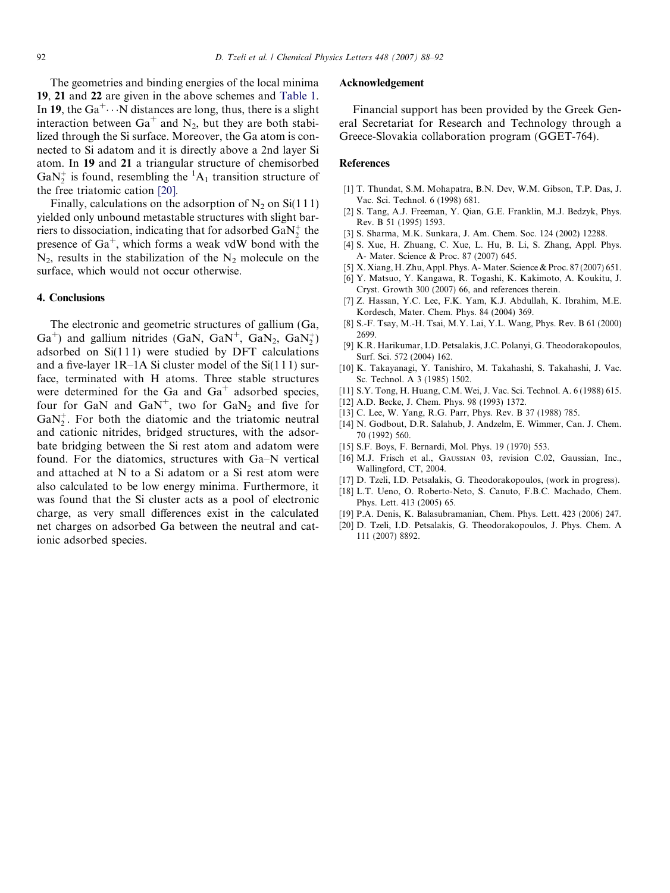The geometries and binding energies of the local minima **19**, **21** and **22** are given in the above schemes and Table 1. In **19**, the $Ga^+ \cdots N$ distances are long, thus, there is a slight interaction between $Ga^+$ and $N_2$, but they are both stabilized through the Si surface. Moreover, the Ga atom is connected to Si adatom and it is directly above a 2nd layer Si atom. In **19** and **21** a triangular structure of chemisorbed $GaN_2^+$ is found, resembling the $^1A_1$ transition structure of the free triatomic cation [20].

Finally, calculations on the adsorption of $N_2$ on Si(111) yielded only unbound metastable structures with slight barriers to dissociation, indicating that for adsorbed $GaN_2^+$ the presence of $Ga^+$, which forms a weak vdW bond with the $N_2$, results in the stabilization of the $N_2$ molecule on the surface, which would not occur otherwise.

## 4. Conclusions

The electronic and geometric structures of gallium (Ga, $Ga^+$) and gallium nitrides (GaN, $GaN^+$, $GaN_2$, $GaN_2^+$) adsorbed on Si(111) were studied by DFT calculations and a five-layer 1R–1A Si cluster model of the Si(111) surface, terminated with H atoms. Three stable structures were determined for the Ga and $Ga^+$ adsorbed species, four for GaN and $GaN^+$, two for $GaN_2$ and five for $GaN_2^+$. For both the diatomic and the triatomic neutral and cationic nitrides, bridged structures, with the adsorbate bridging between the Si rest atom and adatom were found. For the diatomics, structures with Ga–N vertical and attached at N to a Si adatom or a Si rest atom were also calculated to be low energy minima. Furthermore, it was found that the Si cluster acts as a pool of electronic charge, as very small differences exist in the calculated net charges on adsorbed Ga between the neutral and cationic adsorbed species.

## Acknowledgement

Financial support has been provided by the Greek General Secretariat for Research and Technology through a Greece-Slovakia collaboration program (GGET-764).

## References

[1] T. Thundat, S.M. Mohapatra, B.N. Dev, W.M. Gibson, T.P. Das, J. Vac. Sci. Technol. 6 (1998) 681.

[2] S. Tang, A.J. Freeman, Y. Qian, G.E. Franklin, M.J. Bedzyk, Phys. Rev. B 51 (1995) 1593.

[3] S. Sharma, M.K. Sunkara, J. Am. Chem. Soc. 124 (2002) 12288.

[4] S. Xue, H. Zhuang, C. Xue, L. Hu, B. Li, S. Zhang, Appl. Phys. A- Mater. Science & Proc. 87 (2007) 645.

[5] X. Xiang, H. Zhu, Appl. Phys. A- Mater. Science & Proc. 87 (2007) 651.

[6] Y. Matsuo, Y. Kangawa, R. Togashi, K. Kakimoto, A. Koukitu, J. Cryst. Growth 300 (2007) 66, and references therein.

[7] Z. Hassan, Y.C. Lee, F.K. Yam, K.J. Abdullah, K. Ibrahim, M.E. Kordesch, Mater. Chem. Phys. 84 (2004) 369.

[8] S.-F. Tsay, M.-H. Tsai, M.Y. Lai, Y.L. Wang, Phys. Rev. B 61 (2000) 2699.

[9] K.R. Harikumar, I.D. Petsalakis, J.C. Polanyi, G. Theodorakopoulos, Surf. Sci. 572 (2004) 162.

[10] K. Takayanagi, Y. Tanishiro, M. Takahashi, S. Takahashi, J. Vac. Sc. Technol. A 3 (1985) 1502.

[11] S.Y. Tong, H. Huang, C.M. Wei, J. Vac. Sci. Technol. A. 6 (1988) 615.

[12] A.D. Becke, J. Chem. Phys. 98 (1993) 1372.

[13] C. Lee, W. Yang, R.G. Parr, Phys. Rev. B 37 (1988) 785.

[14] N. Godbout, D.R. Salahub, J. Andzelm, E. Wimmer, Can. J. Chem. 70 (1992) 560.

[15] S.F. Boys, F. Bernardi, Mol. Phys. 19 (1970) 553.

[16] M.J. Frisch et al., Gaussian 03, revision C.02, Gaussian, Inc., Wallingford, CT, 2004.

[17] D. Tzeli, I.D. Petsalakis, G. Theodorakopoulos, (work in progress).

[18] L.T. Ueno, O. Roberto-Neto, S. Canuto, F.B.C. Machado, Chem. Phys. Lett. 413 (2005) 65.

[19] P.A. Denis, K. Balasubramanian, Chem. Phys. Lett. 423 (2006) 247.

[20] D. Tzeli, I.D. Petsalakis, G. Theodorakopoulos, J. Phys. Chem. A 111 (2007) 8892.